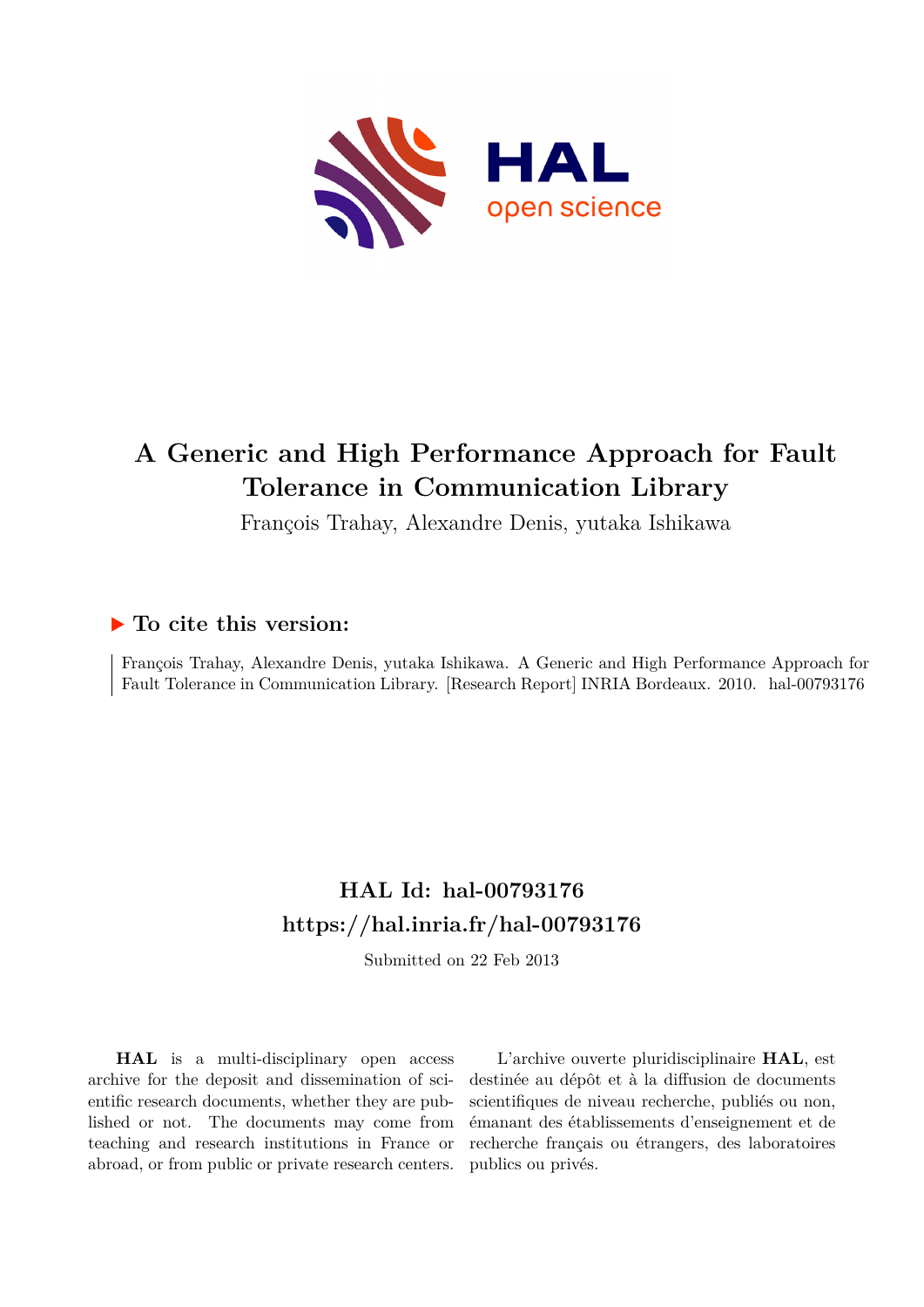# A Generic and High Performance Approach for Fault Tolerance in Communication Library

François Trahay, Alexandre Denis, yutaka Ishikawa

## To cite this version:

François Trahay, Alexandre Denis, yutaka Ishikawa. A Generic and High Performance Approach for Fault Tolerance in Communication Library. [Research Report] INRIA Bordeaux. 2010. hal-00793176

## HAL Id: hal-00793176
## https://hal.inria.fr/hal-00793176

Submitted on 22 Feb 2013

**HAL** is a multi-disciplinary open access archive for the deposit and dissemination of scientific research documents, whether they are published or not. The documents may come from teaching and research institutions in France or abroad, or from public or private research centers.

L'archive ouverte pluridisciplinaire **HAL**, est destinée au dépôt et à la diffusion de documents scientifiques de niveau recherche, publiés ou non, émanant des établissements d'enseignement et de recherche français ou étrangers, des laboratoires publics ou privés.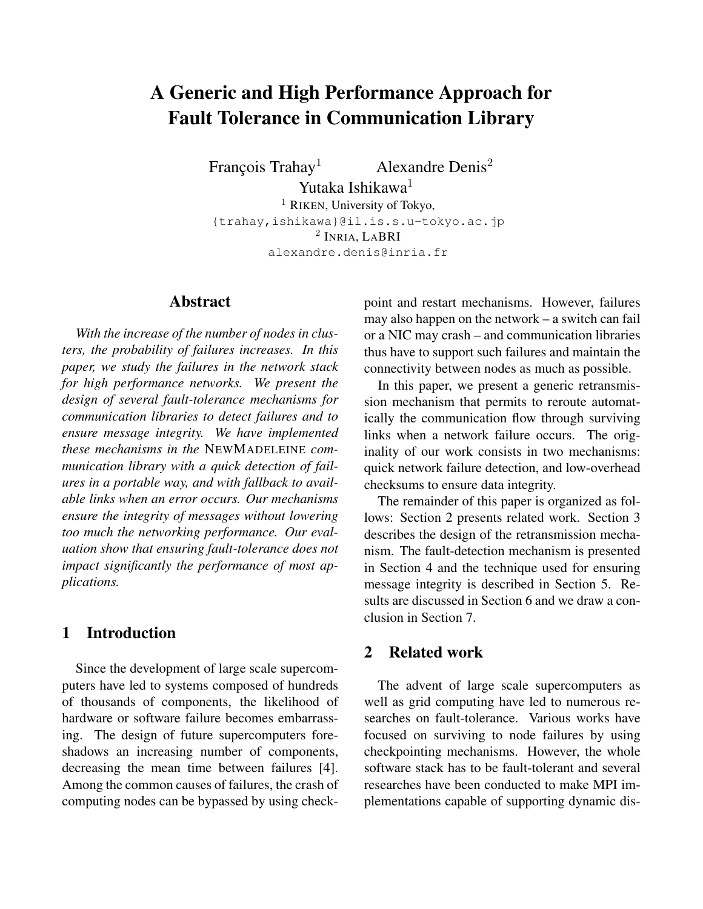# A Generic and High Performance Approach for Fault Tolerance in Communication Library

François Trahay[1] Alexandre Denis[2]
Yutaka Ishikawa[1]

[1] RIKEN, University of Tokyo,
{trahay,ishikawa}@il.is.s.u-tokyo.ac.jp
[2] INRIA, LaBRI
alexandre.denis@inria.fr

## Abstract

*With the increase of the number of nodes in clusters, the probability of failures increases. In this paper, we study the failures in the network stack for high performance networks. We present the design of several fault-tolerance mechanisms for communication libraries to detect failures and to ensure message integrity. We have implemented these mechanisms in the* NEWMADELEINE *communication library with a quick detection of failures in a portable way, and with fallback to available links when an error occurs. Our mechanisms ensure the integrity of messages without lowering too much the networking performance. Our evaluation show that ensuring fault-tolerance does not impact significantly the performance of most applications.*

## 1 Introduction

Since the development of large scale supercomputers have led to systems composed of hundreds of thousands of components, the likelihood of hardware or software failure becomes embarrassing. The design of future supercomputers foreshadows an increasing number of components, decreasing the mean time between failures [4]. Among the common causes of failures, the crash of computing nodes can be bypassed by using checkpoint and restart mechanisms. However, failures may also happen on the network – a switch can fail or a NIC may crash – and communication libraries thus have to support such failures and maintain the connectivity between nodes as much as possible.

In this paper, we present a generic retransmission mechanism that permits to reroute automatically the communication flow through surviving links when a network failure occurs. The originality of our work consists in two mechanisms: quick network failure detection, and low-overhead checksums to ensure data integrity.

The remainder of this paper is organized as follows: Section 2 presents related work. Section 3 describes the design of the retransmission mechanism. The fault-detection mechanism is presented in Section 4 and the technique used for ensuring message integrity is described in Section 5. Results are discussed in Section 6 and we draw a conclusion in Section 7.

## 2 Related work

The advent of large scale supercomputers as well as grid computing have led to numerous researches on fault-tolerance. Various works have focused on surviving to node failures by using checkpointing mechanisms. However, the whole software stack has to be fault-tolerant and several researches have been conducted to make MPI implementations capable of supporting dynamic dis-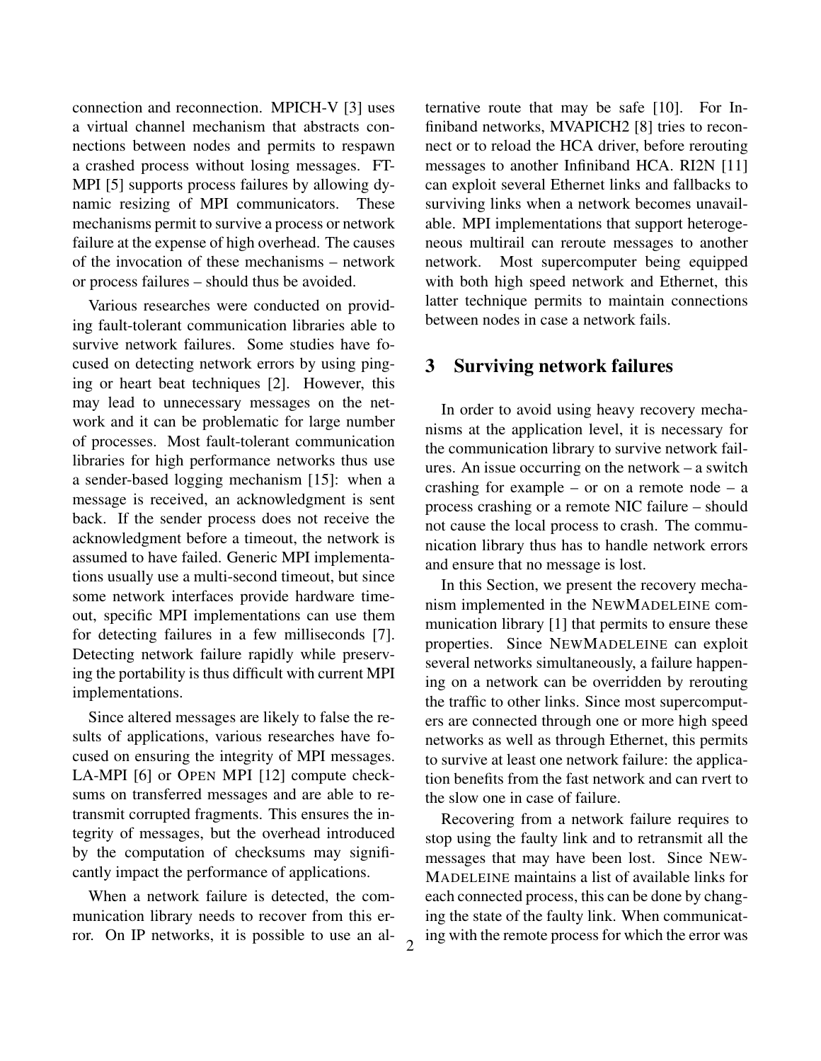connection and reconnection. MPICH-V [3] uses a virtual channel mechanism that abstracts connections between nodes and permits to respawn a crashed process without losing messages. FT-MPI [5] supports process failures by allowing dynamic resizing of MPI communicators. These mechanisms permit to survive a process or network failure at the expense of high overhead. The causes of the invocation of these mechanisms – network or process failures – should thus be avoided.

Various researches were conducted on providing fault-tolerant communication libraries able to survive network failures. Some studies have focused on detecting network errors by using pinging or heart beat techniques [2]. However, this may lead to unnecessary messages on the network and it can be problematic for large number of processes. Most fault-tolerant communication libraries for high performance networks thus use a sender-based logging mechanism [15]: when a message is received, an acknowledgment is sent back. If the sender process does not receive the acknowledgment before a timeout, the network is assumed to have failed. Generic MPI implementations usually use a multi-second timeout, but since some network interfaces provide hardware timeout, specific MPI implementations can use them for detecting failures in a few milliseconds [7]. Detecting network failure rapidly while preserving the portability is thus difficult with current MPI implementations.

Since altered messages are likely to false the results of applications, various researches have focused on ensuring the integrity of MPI messages. LA-MPI [6] or OPEN MPI [12] compute checksums on transferred messages and are able to retransmit corrupted fragments. This ensures the integrity of messages, but the overhead introduced by the computation of checksums may significantly impact the performance of applications.

When a network failure is detected, the communication library needs to recover from this error. On IP networks, it is possible to use an alternative route that may be safe [10]. For Infiniband networks, MVAPICH2 [8] tries to reconnect or to reload the HCA driver, before rerouting messages to another Infiniband HCA. RI2N [11] can exploit several Ethernet links and fallbacks to surviving links when a network becomes unavailable. MPI implementations that support heterogeneous multirail can reroute messages to another network. Most supercomputer being equipped with both high speed network and Ethernet, this latter technique permits to maintain connections between nodes in case a network fails.

## 3 Surviving network failures

In order to avoid using heavy recovery mechanisms at the application level, it is necessary for the communication library to survive network failures. An issue occurring on the network – a switch crashing for example – or on a remote node – a process crashing or a remote NIC failure – should not cause the local process to crash. The communication library thus has to handle network errors and ensure that no message is lost.

In this Section, we present the recovery mechanism implemented in the NEWMADELEINE communication library [1] that permits to ensure these properties. Since NEWMADELEINE can exploit several networks simultaneously, a failure happening on a network can be overridden by rerouting the traffic to other links. Since most supercomputers are connected through one or more high speed networks as well as through Ethernet, this permits to survive at least one network failure: the application benefits from the fast network and can rvert to the slow one in case of failure.

Recovering from a network failure requires to stop using the faulty link and to retransmit all the messages that may have been lost. Since NEWMADELEINE maintains a list of available links for each connected process, this can be done by changing the state of the faulty link. When communicating with the remote process for which the error was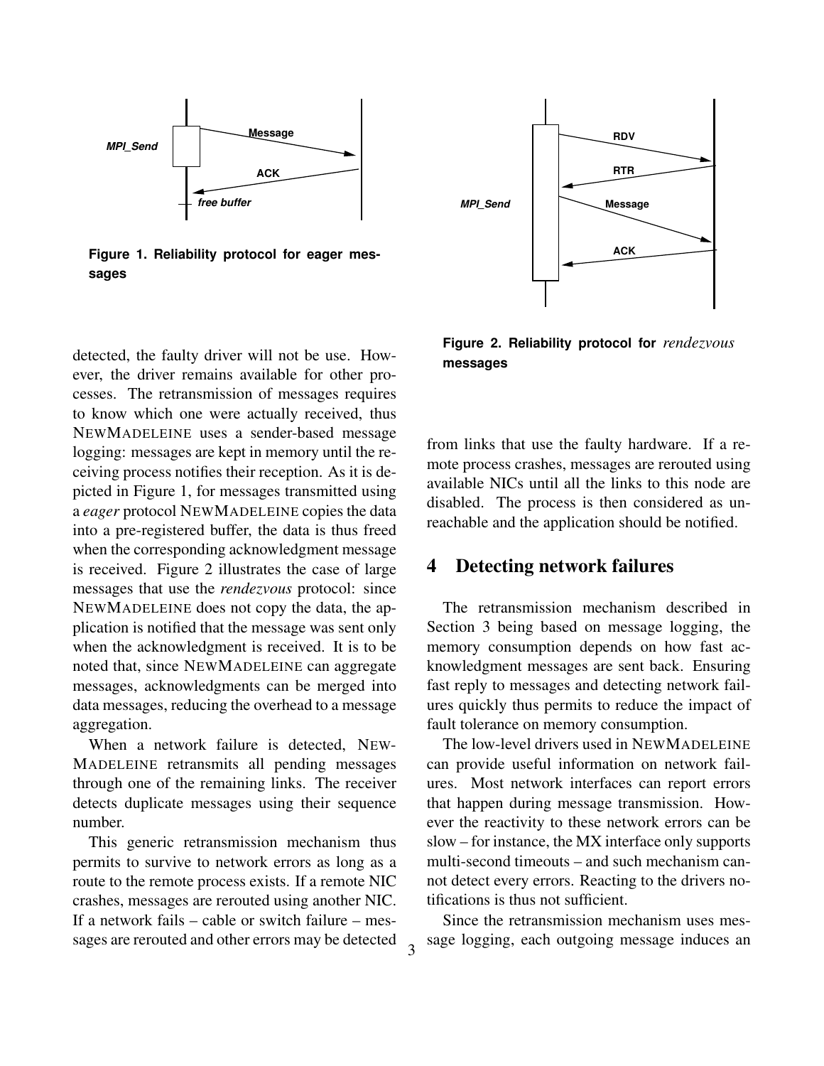Figure 1. Reliability protocol for eager messages

Figure 2. Reliability protocol for *rendezvous* messages

detected, the faulty driver will not be use. However, the driver remains available for other processes. The retransmission of messages requires to know which one were actually received, thus NEWMADELEINE uses a sender-based message logging: messages are kept in memory until the receiving process notifies their reception. As it is depicted in Figure 1, for messages transmitted using a *eager* protocol NEWMADELEINE copies the data into a pre-registered buffer, the data is thus freed when the corresponding acknowledgment message is received. Figure 2 illustrates the case of large messages that use the *rendezvous* protocol: since NEWMADELEINE does not copy the data, the application is notified that the message was sent only when the acknowledgment is received. It is to be noted that, since NEWMADELEINE can aggregate messages, acknowledgments can be merged into data messages, reducing the overhead to a message aggregation.

When a network failure is detected, NEWMADELEINE retransmits all pending messages through one of the remaining links. The receiver detects duplicate messages using their sequence number.

This generic retransmission mechanism thus permits to survive to network errors as long as a route to the remote process exists. If a remote NIC crashes, messages are rerouted using another NIC. If a network fails – cable or switch failure – messages are rerouted and other errors may be detected from links that use the faulty hardware. If a remote process crashes, messages are rerouted using available NICs until all the links to this node are disabled. The process is then considered as unreachable and the application should be notified.

## 4 Detecting network failures

The retransmission mechanism described in Section 3 being based on message logging, the memory consumption depends on how fast acknowledgment messages are sent back. Ensuring fast reply to messages and detecting network failures quickly thus permits to reduce the impact of fault tolerance on memory consumption.

The low-level drivers used in NEWMADELEINE can provide useful information on network failures. Most network interfaces can report errors that happen during message transmission. However the reactivity to these network errors can be slow – for instance, the MX interface only supports multi-second timeouts – and such mechanism cannot detect every errors. Reacting to the drivers notifications is thus not sufficient.

Since the retransmission mechanism uses message logging, each outgoing message induces an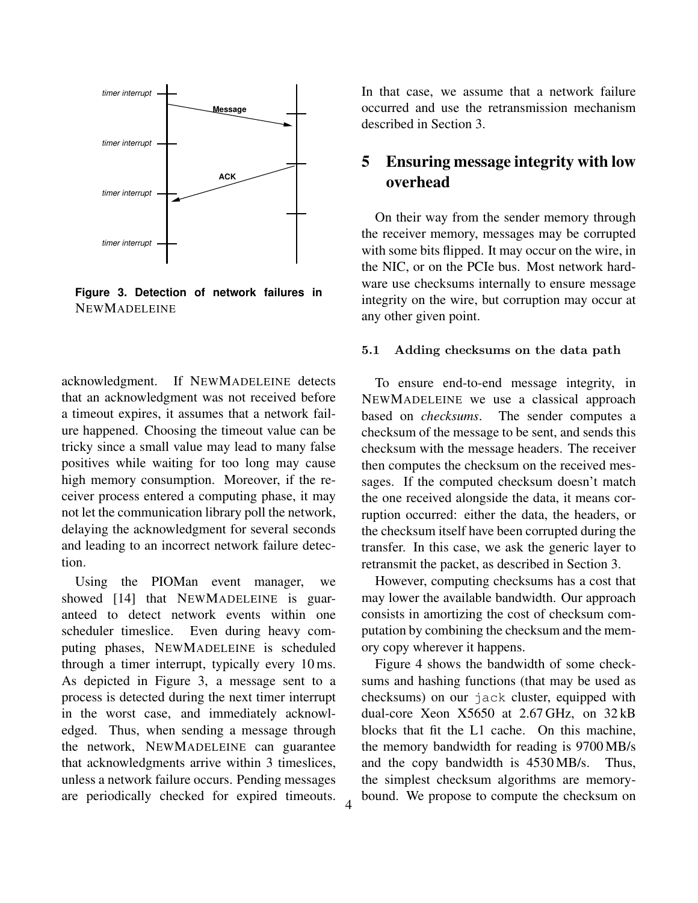Figure 3. Detection of network failures in NEWMADELEINE

acknowledgment. If NEWMADELEINE detects that an acknowledgment was not received before a timeout expires, it assumes that a network failure happened. Choosing the timeout value can be tricky since a small value may lead to many false positives while waiting for too long may cause high memory consumption. Moreover, if the receiver process entered a computing phase, it may not let the communication library poll the network, delaying the acknowledgment for several seconds and leading to an incorrect network failure detection.

Using the PIOMan event manager, we showed [14] that NEWMADELEINE is guaranteed to detect network events within one scheduler timeslice. Even during heavy computing phases, NEWMADELEINE is scheduled through a timer interrupt, typically every 10 ms. As depicted in Figure 3, a message sent to a process is detected during the next timer interrupt in the worst case, and immediately acknowledged. Thus, when sending a message through the network, NEWMADELEINE can guarantee that acknowledgments arrive within 3 timeslices, unless a network failure occurs. Pending messages are periodically checked for expired timeouts. In that case, we assume that a network failure occurred and use the retransmission mechanism described in Section 3.

# 5 Ensuring message integrity with low overhead

On their way from the sender memory through the receiver memory, messages may be corrupted with some bits flipped. It may occur on the wire, in the NIC, or on the PCIe bus. Most network hardware use checksums internally to ensure message integrity on the wire, but corruption may occur at any other given point.

## 5.1 Adding checksums on the data path

To ensure end-to-end message integrity, in NEWMADELEINE we use a classical approach based on *checksums*. The sender computes a checksum of the message to be sent, and sends this checksum with the message headers. The receiver then computes the checksum on the received messages. If the computed checksum doesn't match the one received alongside the data, it means corruption occurred: either the data, the headers, or the checksum itself have been corrupted during the transfer. In this case, we ask the generic layer to retransmit the packet, as described in Section 3.

However, computing checksums has a cost that may lower the available bandwidth. Our approach consists in amortizing the cost of checksum computation by combining the checksum and the memory copy wherever it happens.

Figure 4 shows the bandwidth of some checksums and hashing functions (that may be used as checksums) on our `jack` cluster, equipped with dual-core Xeon X5650 at 2.67 GHz, on 32 kB blocks that fit the L1 cache. On this machine, the memory bandwidth for reading is 9700 MB/s and the copy bandwidth is 4530 MB/s. Thus, the simplest checksum algorithms are memory-bound. We propose to compute the checksum on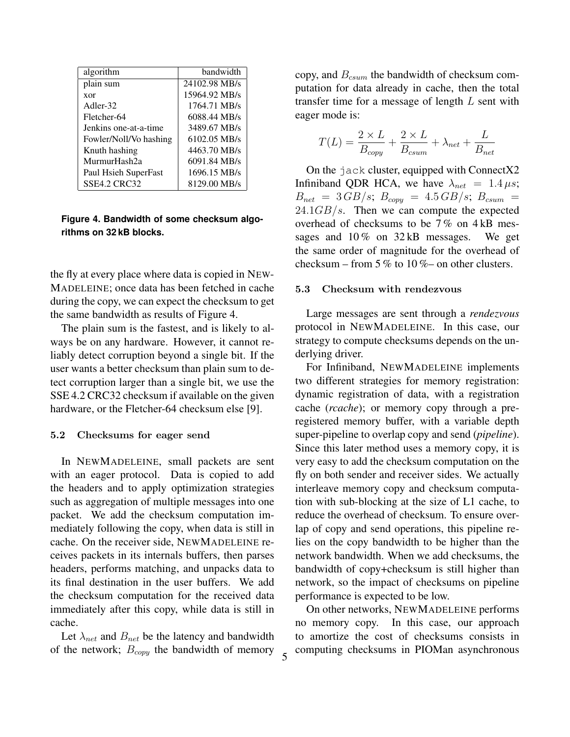| algorithm | bandwidth |
|---|---|
| plain sum | 24102.98 MB/s |
| xor | 15964.92 MB/s |
| Adler-32 | 1764.71 MB/s |
| Fletcher-64 | 6088.44 MB/s |
| Jenkins one-at-a-time | 3489.67 MB/s |
| Fowler/Noll/Vo hashing | 6102.05 MB/s |
| Knuth hashing | 4463.70 MB/s |
| MurmurHash2a | 6091.84 MB/s |
| Paul Hsieh SuperFast | 1696.15 MB/s |
| SSE4.2 CRC32 | 8129.00 MB/s |

**Figure 4. Bandwidth of some checksum algorithms on 32 kB blocks.**

the fly at every place where data is copied in NEWMADELEINE; once data has been fetched in cache during the copy, we can expect the checksum to get the same bandwidth as results of Figure 4.

The plain sum is the fastest, and is likely to always be on any hardware. However, it cannot reliably detect corruption beyond a single bit. If the user wants a better checksum than plain sum to detect corruption larger than a single bit, we use the SSE 4.2 CRC32 checksum if available on the given hardware, or the Fletcher-64 checksum else [9].

### 5.2 Checksums for eager send

In NEWMADELEINE, small packets are sent with an eager protocol. Data is copied to add the headers and to apply optimization strategies such as aggregation of multiple messages into one packet. We add the checksum computation immediately following the copy, when data is still in cache. On the receiver side, NEWMADELEINE receives packets in its internals buffers, then parses headers, performs matching, and unpacks data to its final destination in the user buffers. We add the checksum computation for the received data immediately after this copy, while data is still in cache.

Let $\lambda_{net}$ and $B_{net}$ be the latency and bandwidth of the network; $B_{copy}$ the bandwidth of memory copy, and $B_{csum}$ the bandwidth of checksum computation for data already in cache, then the total transfer time for a message of length $L$ sent with eager mode is:

$$T(L) = \frac{2 \times L}{B_{copy}} + \frac{2 \times L}{B_{csum}} + \lambda_{net} + \frac{L}{B_{net}}$$

On the `jack` cluster, equipped with ConnectX2 Infiniband QDR HCA, we have $\lambda_{net} = 1.4\,\mu s$; $B_{net} = 3\,GB/s$; $B_{copy} = 4.5\,GB/s$; $B_{csum} = 24.1 GB/s$. Then we can compute the expected overhead of checksums to be 7 % on 4 kB messages and 10 % on 32 kB messages. We get the same order of magnitude for the overhead of checksum – from 5 % to 10 %– on other clusters.

### 5.3 Checksum with rendezvous

Large messages are sent through a *rendezvous* protocol in NEWMADELEINE. In this case, our strategy to compute checksums depends on the underlying driver.

For Infiniband, NEWMADELEINE implements two different strategies for memory registration: dynamic registration of data, with a registration cache (*rcache*); or memory copy through a preregistered memory buffer, with a variable depth super-pipeline to overlap copy and send (*pipeline*). Since this later method uses a memory copy, it is very easy to add the checksum computation on the fly on both sender and receiver sides. We actually interleave memory copy and checksum computation with sub-blocking at the size of L1 cache, to reduce the overhead of checksum. To ensure overlap of copy and send operations, this pipeline relies on the copy bandwidth to be higher than the network bandwidth. When we add checksums, the bandwidth of copy+checksum is still higher than network, so the impact of checksums on pipeline performance is expected to be low.

On other networks, NEWMADELEINE performs no memory copy. In this case, our approach to amortize the cost of checksums consists in computing checksums in PIOMan asynchronous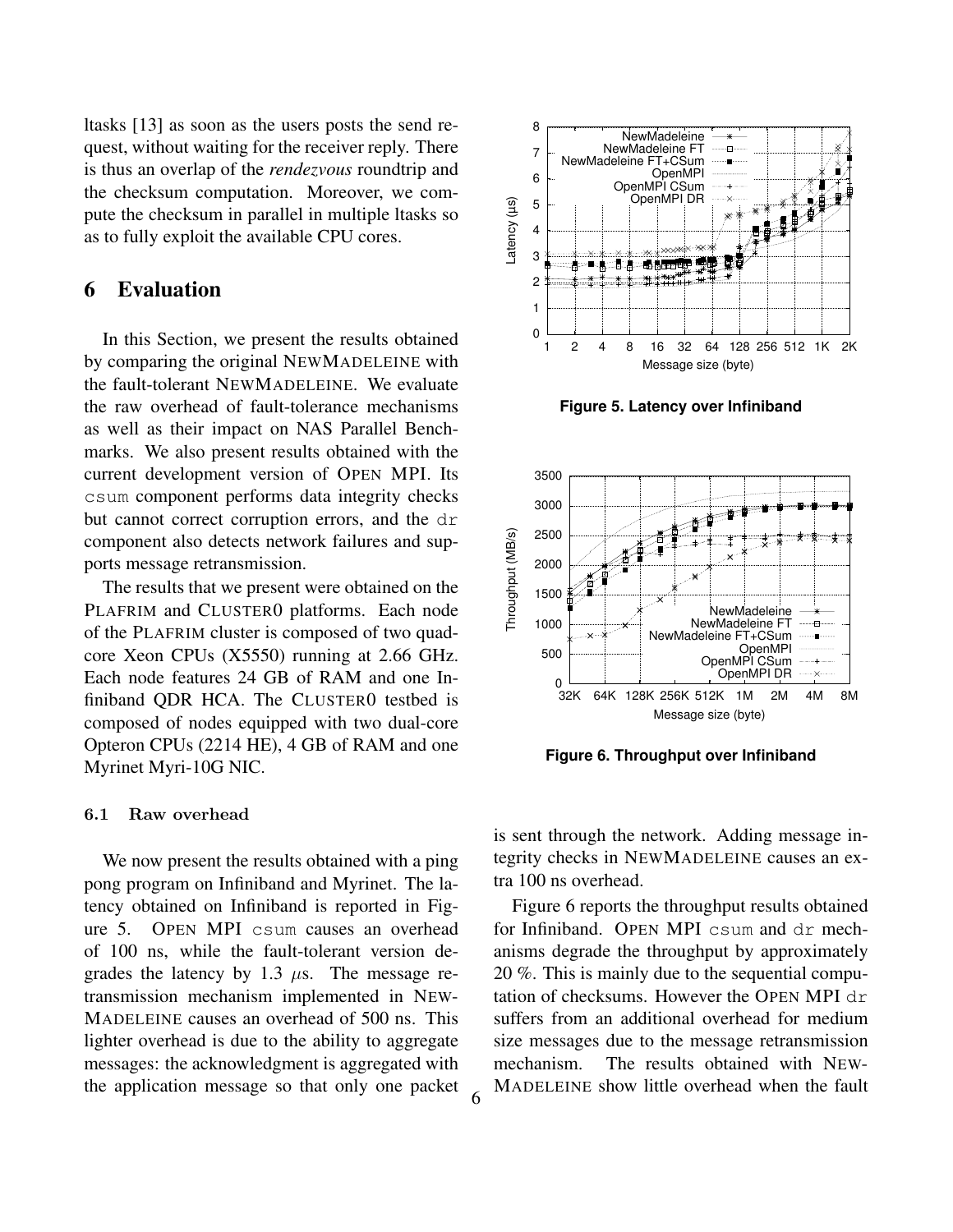ltasks [13] as soon as the users posts the send request, without waiting for the receiver reply. There is thus an overlap of the *rendezvous* roundtrip and the checksum computation. Moreover, we compute the checksum in parallel in multiple ltasks so as to fully exploit the available CPU cores.

# 6 Evaluation

In this Section, we present the results obtained by comparing the original NEWMADELEINE with the fault-tolerant NEWMADELEINE. We evaluate the raw overhead of fault-tolerance mechanisms as well as their impact on NAS Parallel Benchmarks. We also present results obtained with the current development version of OPEN MPI. Its `csum` component performs data integrity checks but cannot correct corruption errors, and the `dr` component also detects network failures and supports message retransmission.

The results that we present were obtained on the PLAFRIM and CLUSTER0 platforms. Each node of the PLAFRIM cluster is composed of two quad-core Xeon CPUs (X5550) running at 2.66 GHz. Each node features 24 GB of RAM and one Infiniband QDR HCA. The CLUSTER0 testbed is composed of nodes equipped with two dual-core Opteron CPUs (2214 HE), 4 GB of RAM and one Myrinet Myri-10G NIC.

### 6.1 Raw overhead

We now present the results obtained with a ping pong program on Infiniband and Myrinet. The latency obtained on Infiniband is reported in Figure 5. OPEN MPI `csum` causes an overhead of 100 ns, while the fault-tolerant version degrades the latency by 1.3 $\mu$s. The message retransmission mechanism implemented in NEWMADELEINE causes an overhead of 500 ns. This lighter overhead is due to the ability to aggregate messages: the acknowledgment is aggregated with the application message so that only one packet is sent through the network. Adding message integrity checks in NEWMADELEINE causes an extra 100 ns overhead.

**Figure 5. Latency over Infiniband**

**Figure 6. Throughput over Infiniband**

Figure 6 reports the throughput results obtained for Infiniband. OPEN MPI `csum` and `dr` mechanisms degrade the throughput by approximately 20 %. This is mainly due to the sequential computation of checksums. However the OPEN MPI `dr` suffers from an additional overhead for medium size messages due to the message retransmission mechanism. The results obtained with NEWMADELEINE show little overhead when the fault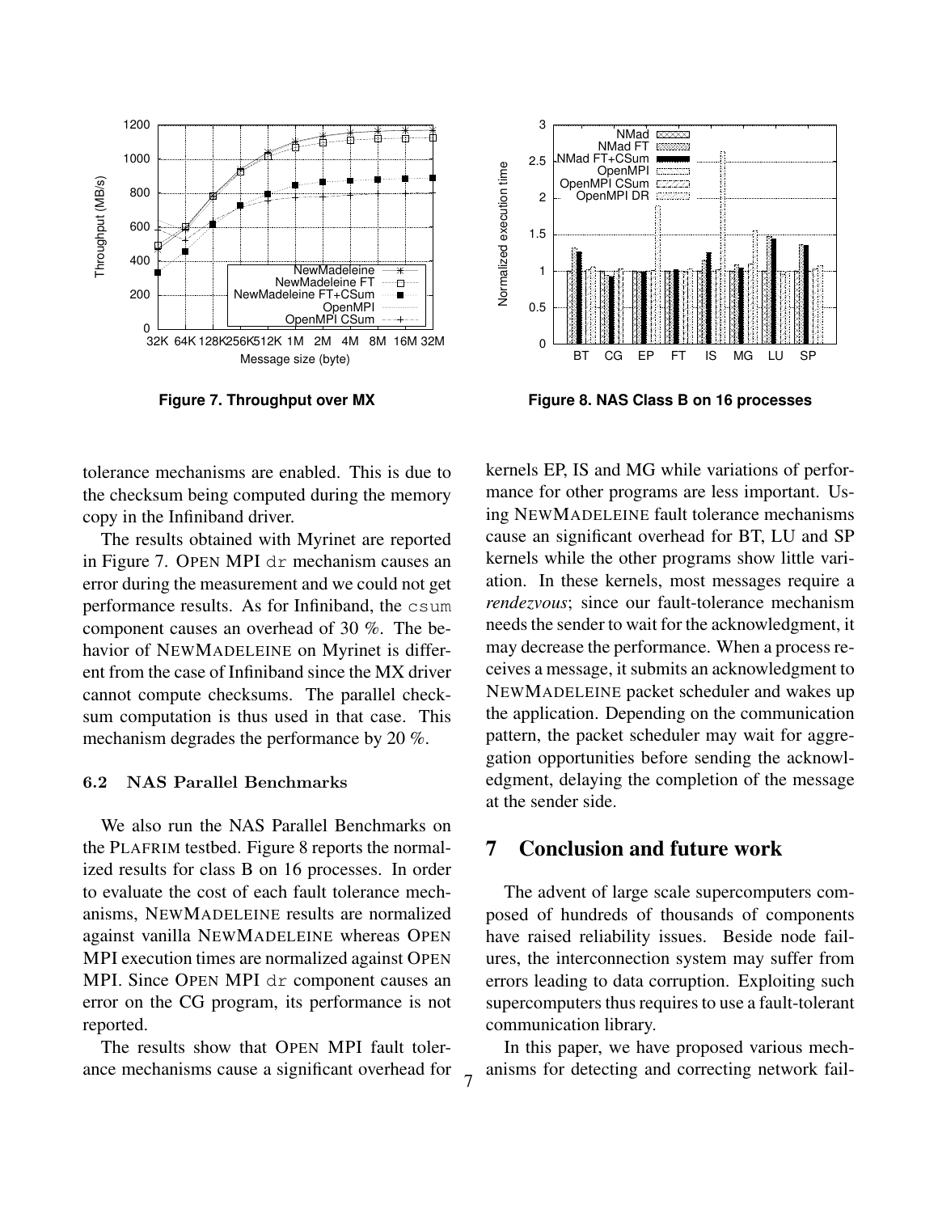Figure 7. Throughput over MX

Figure 8. NAS Class B on 16 processes

tolerance mechanisms are enabled. This is due to the checksum being computed during the memory copy in the Infiniband driver.

The results obtained with Myrinet are reported in Figure 7. OPEN MPI `dr` mechanism causes an error during the measurement and we could not get performance results. As for Infiniband, the `csum` component causes an overhead of 30 %. The behavior of NEWMADELEINE on Myrinet is different from the case of Infiniband since the MX driver cannot compute checksums. The parallel checksum computation is thus used in that case. This mechanism degrades the performance by 20 %.

### 6.2 NAS Parallel Benchmarks

We also run the NAS Parallel Benchmarks on the PLAFRIM testbed. Figure 8 reports the normalized results for class B on 16 processes. In order to evaluate the cost of each fault tolerance mechanisms, NEWMADELEINE results are normalized against vanilla NEWMADELEINE whereas OPEN MPI execution times are normalized against OPEN MPI. Since OPEN MPI `dr` component causes an error on the CG program, its performance is not reported.

The results show that OPEN MPI fault tolerance mechanisms cause a significant overhead for kernels EP, IS and MG while variations of performance for other programs are less important. Using NEWMADELEINE fault tolerance mechanisms cause an significant overhead for BT, LU and SP kernels while the other programs show little variation. In these kernels, most messages require a *rendezvous*; since our fault-tolerance mechanism needs the sender to wait for the acknowledgment, it may decrease the performance. When a process receives a message, it submits an acknowledgment to NEWMADELEINE packet scheduler and wakes up the application. Depending on the communication pattern, the packet scheduler may wait for aggregation opportunities before sending the acknowledgment, delaying the completion of the message at the sender side.

## 7 Conclusion and future work

The advent of large scale supercomputers composed of hundreds of thousands of components have raised reliability issues. Beside node failures, the interconnection system may suffer from errors leading to data corruption. Exploiting such supercomputers thus requires to use a fault-tolerant communication library.

In this paper, we have proposed various mechanisms for detecting and correcting network fail-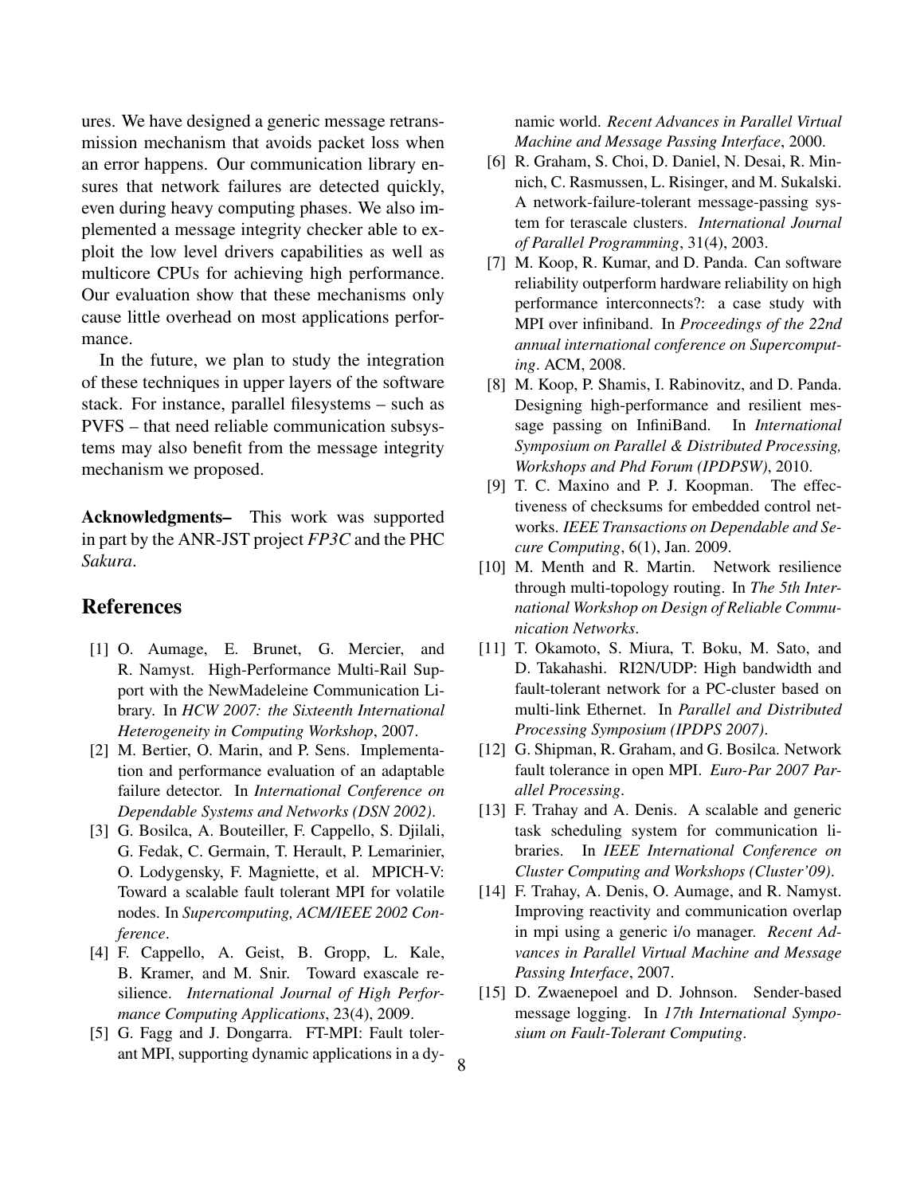ures. We have designed a generic message retransmission mechanism that avoids packet loss when an error happens. Our communication library ensures that network failures are detected quickly, even during heavy computing phases. We also implemented a message integrity checker able to exploit the low level drivers capabilities as well as multicore CPUs for achieving high performance. Our evaluation show that these mechanisms only cause little overhead on most applications performance.

In the future, we plan to study the integration of these techniques in upper layers of the software stack. For instance, parallel filesystems – such as PVFS – that need reliable communication subsystems may also benefit from the message integrity mechanism we proposed.

**Acknowledgments–** This work was supported in part by the ANR-JST project *FP3C* and the PHC *Sakura*.

## References

[1] O. Aumage, E. Brunet, G. Mercier, and R. Namyst. High-Performance Multi-Rail Support with the NewMadeleine Communication Library. In *HCW 2007: the Sixteenth International Heterogeneity in Computing Workshop*, 2007.

[2] M. Bertier, O. Marin, and P. Sens. Implementation and performance evaluation of an adaptable failure detector. In *International Conference on Dependable Systems and Networks (DSN 2002)*.

[3] G. Bosilca, A. Bouteiller, F. Cappello, S. Djilali, G. Fedak, C. Germain, T. Herault, P. Lemarinier, O. Lodygensky, F. Magniette, et al. MPICH-V: Toward a scalable fault tolerant MPI for volatile nodes. In *Supercomputing, ACM/IEEE 2002 Conference*.

[4] F. Cappello, A. Geist, B. Gropp, L. Kale, B. Kramer, and M. Snir. Toward exascale resilience. *International Journal of High Performance Computing Applications*, 23(4), 2009.

[5] G. Fagg and J. Dongarra. FT-MPI: Fault tolerant MPI, supporting dynamic applications in a dynamic world. *Recent Advances in Parallel Virtual Machine and Message Passing Interface*, 2000.

[6] R. Graham, S. Choi, D. Daniel, N. Desai, R. Minnich, C. Rasmussen, L. Risinger, and M. Sukalski. A network-failure-tolerant message-passing system for terascale clusters. *International Journal of Parallel Programming*, 31(4), 2003.

[7] M. Koop, R. Kumar, and D. Panda. Can software reliability outperform hardware reliability on high performance interconnects?: a case study with MPI over infiniband. In *Proceedings of the 22nd annual international conference on Supercomputing*. ACM, 2008.

[8] M. Koop, P. Shamis, I. Rabinovitz, and D. Panda. Designing high-performance and resilient message passing on InfiniBand. In *International Symposium on Parallel & Distributed Processing, Workshops and Phd Forum (IPDPSW)*, 2010.

[9] T. C. Maxino and P. J. Koopman. The effectiveness of checksums for embedded control networks. *IEEE Transactions on Dependable and Secure Computing*, 6(1), Jan. 2009.

[10] M. Menth and R. Martin. Network resilience through multi-topology routing. In *The 5th International Workshop on Design of Reliable Communication Networks*.

[11] T. Okamoto, S. Miura, T. Boku, M. Sato, and D. Takahashi. RI2N/UDP: High bandwidth and fault-tolerant network for a PC-cluster based on multi-link Ethernet. In *Parallel and Distributed Processing Symposium (IPDPS 2007)*.

[12] G. Shipman, R. Graham, and G. Bosilca. Network fault tolerance in open MPI. *Euro-Par 2007 Parallel Processing*.

[13] F. Trahay and A. Denis. A scalable and generic task scheduling system for communication libraries. In *IEEE International Conference on Cluster Computing and Workshops (Cluster'09)*.

[14] F. Trahay, A. Denis, O. Aumage, and R. Namyst. Improving reactivity and communication overlap in mpi using a generic i/o manager. *Recent Advances in Parallel Virtual Machine and Message Passing Interface*, 2007.

[15] D. Zwaenepoel and D. Johnson. Sender-based message logging. In *17th International Symposium on Fault-Tolerant Computing*.